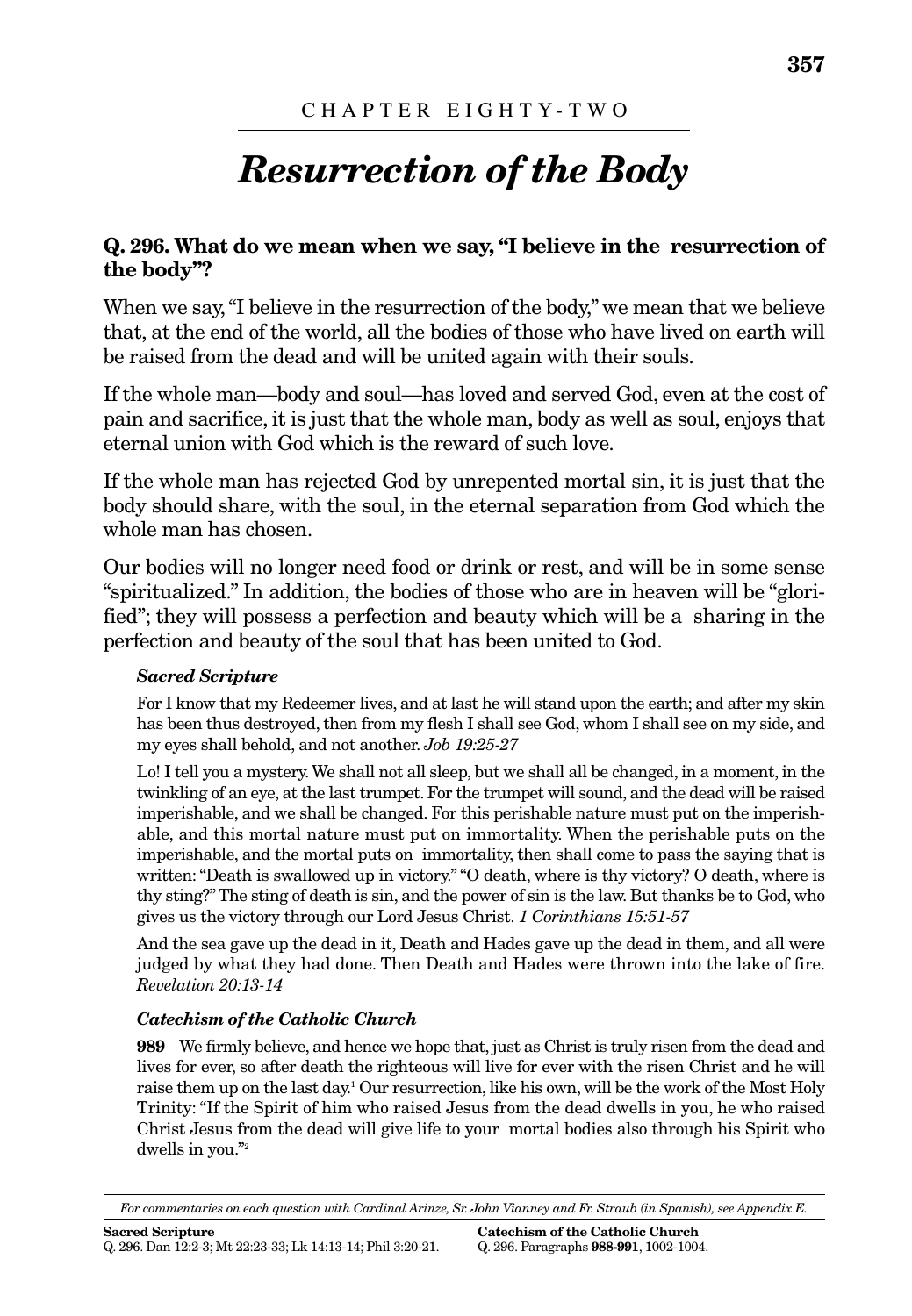CHAPTER EIGHTY-TWO

# *Resurrection of the Body*

### Q. 296. What do we mean when we say, "I believe in the resurrection of the body"?

When we say, "I believe in the resurrection of the body," we mean that we believe that, at the end of the world, all the bodies of those who have lived on earth will be raised from the dead and will be united again with their souls.

If the whole man—body and soul—has loved and served God, even at the cost of pain and sacrifice, it is just that the whole man, body as well as soul, enjoys that eternal union with God which is the reward of such love.

If the whole man has rejected God by unrepented mortal sin, it is just that the body should share, with the soul, in the eternal separation from God which the whole man has chosen.

Our bodies will no longer need food or drink or rest, and will be in some sense "spiritualized." In addition, the bodies of those who are in heaven will be "glorified"; they will possess a perfection and beauty which will be a sharing in the perfection and beauty of the soul that has been united to God.

#### *Sacred Scripture*

For I know that my Redeemer lives, and at last he will stand upon the earth; and after my skin has been thus destroyed, then from my flesh I shall see God, whom I shall see on my side, and my eyes shall behold, and not another. *Job 19:25-27*

Lo! I tell you a mystery. We shall not all sleep, but we shall all be changed, in a moment, in the twinkling of an eye, at the last trumpet. For the trumpet will sound, and the dead will be raised imperishable, and we shall be changed. For this perishable nature must put on the imperishable, and this mortal nature must put on immortality. When the perishable puts on the imperishable, and the mortal puts on immortality, then shall come to pass the saying that is written: "Death is swallowed up in victory." "O death, where is thy victory? O death, where is thy sting?" The sting of death is sin, and the power of sin is the law. But thanks be to God, who gives us the victory through our Lord Jesus Christ. *1 Corinthians 15:51-57*

And the sea gave up the dead in it, Death and Hades gave up the dead in them, and all were judged by what they had done. Then Death and Hades were thrown into the lake of fire. *Revelation 20:13-14*

#### *Catechism of the Catholic Church*

**989** We firmly believe, and hence we hope that, just as Christ is truly risen from the dead and lives for ever, so after death the righteous will live for ever with the risen Christ and he will raise them up on the last day.[1] Our resurrection, like his own, will be the work of the Most Holy Trinity: "If the Spirit of him who raised Jesus from the dead dwells in you, he who raised Christ Jesus from the dead will give life to your mortal bodies also through his Spirit who dwells in you."[2]

---

*For commentaries on each question with Cardinal Arinze, Sr. John Vianney and Fr. Straub (in Spanish), see Appendix E.*

**Sacred Scripture**
Q. 296. Dan 12:2-3; Mt 22:23-33; Lk 14:13-14; Phil 3:20-21.

**Catechism of the Catholic Church**
Q. 296. Paragraphs **988-991**, 1002-1004.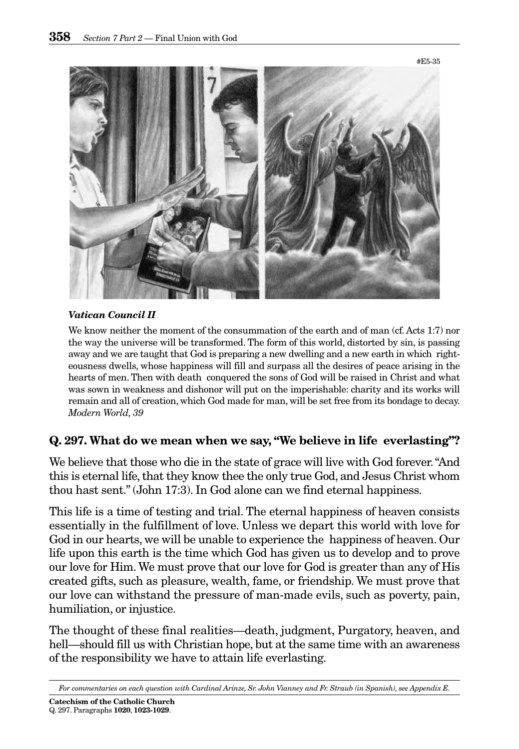#E5-35

***Vatican Council II***

We know neither the moment of the consummation of the earth and of man (cf. Acts 1:7) nor the way the universe will be transformed. The form of this world, distorted by sin, is passing away and we are taught that God is preparing a new dwelling and a new earth in which righteousness dwells, whose happiness will fill and surpass all the desires of peace arising in the hearts of men. Then with death conquered the sons of God will be raised in Christ and what was sown in weakness and dishonor will put on the imperishable: charity and its works will remain and all of creation, which God made for man, will be set free from its bondage to decay. *Modern World, 39*

## Q. 297. What do we mean when we say, "We believe in life everlasting"?

We believe that those who die in the state of grace will live with God forever. "And this is eternal life, that they know thee the only true God, and Jesus Christ whom thou hast sent." (John 17:3). In God alone can we find eternal happiness.

This life is a time of testing and trial. The eternal happiness of heaven consists essentially in the fulfillment of love. Unless we depart this world with love for God in our hearts, we will be unable to experience the happiness of heaven. Our life upon this earth is the time which God has given us to develop and to prove our love for Him. We must prove that our love for God is greater than any of His created gifts, such as pleasure, wealth, fame, or friendship. We must prove that our love can withstand the pressure of man-made evils, such as poverty, pain, humiliation, or injustice.

The thought of these final realities—death, judgment, Purgatory, heaven, and hell—should fill us with Christian hope, but at the same time with an awareness of the responsibility we have to attain life everlasting.

---

*For commentaries on each question with Cardinal Arinze, Sr. John Vianney and Fr. Straub (in Spanish), see Appendix E.*

**Catechism of the Catholic Church**
Q. 297. Paragraphs **1020**, **1023-1029**.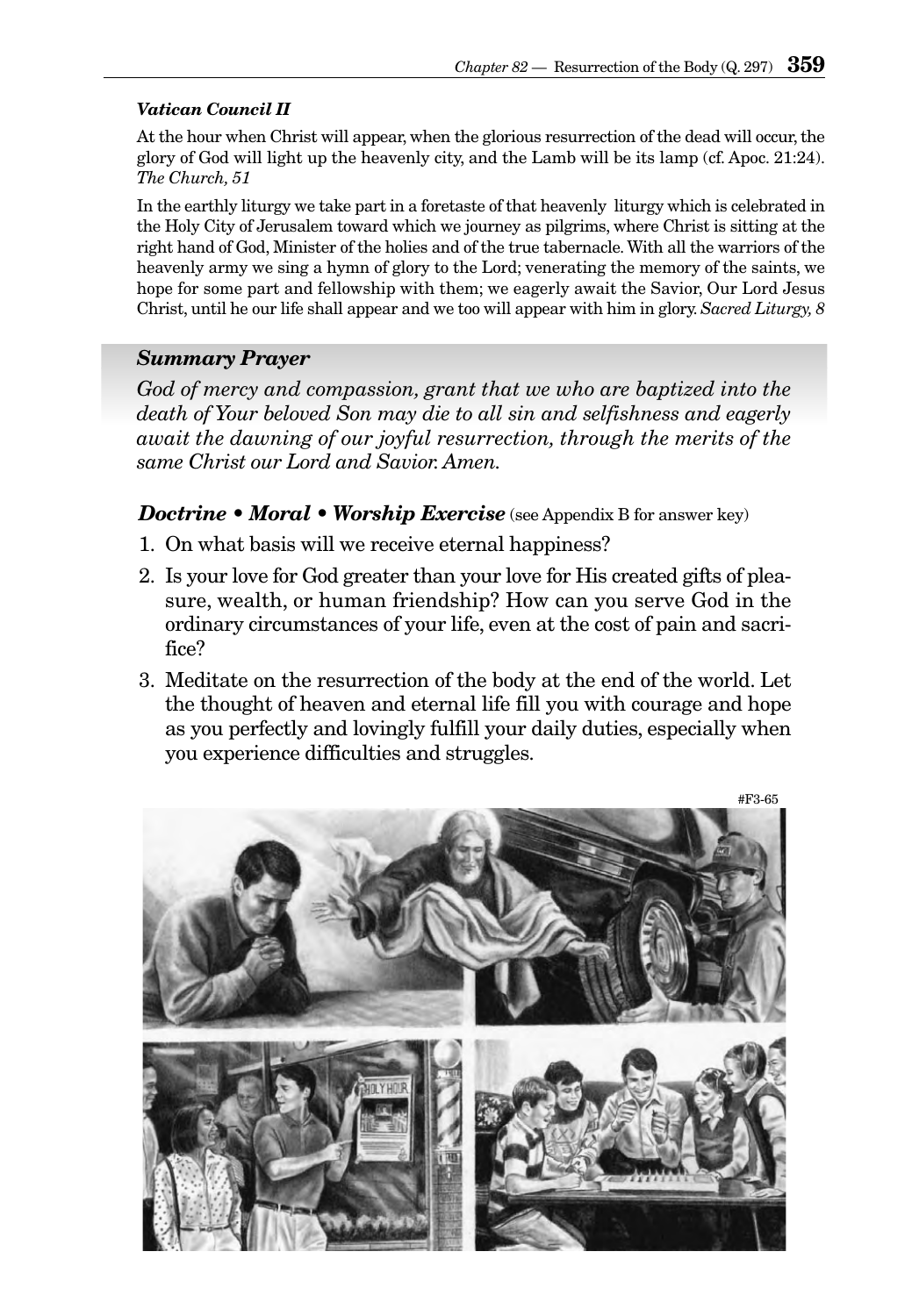***Vatican Council II***

At the hour when Christ will appear, when the glorious resurrection of the dead will occur, the glory of God will light up the heavenly city, and the Lamb will be its lamp (cf. Apoc. 21:24). *The Church, 51*

In the earthly liturgy we take part in a foretaste of that heavenly liturgy which is celebrated in the Holy City of Jerusalem toward which we journey as pilgrims, where Christ is sitting at the right hand of God, Minister of the holies and of the true tabernacle. With all the warriors of the heavenly army we sing a hymn of glory to the Lord; venerating the memory of the saints, we hope for some part and fellowship with them; we eagerly await the Savior, Our Lord Jesus Christ, until he our life shall appear and we too will appear with him in glory. *Sacred Liturgy, 8*

### *Summary Prayer*

*God of mercy and compassion, grant that we who are baptized into the death of Your beloved Son may die to all sin and selfishness and eagerly await the dawning of our joyful resurrection, through the merits of the same Christ our Lord and Savior. Amen.*

### ***Doctrine • Moral • Worship Exercise*** (see Appendix B for answer key)

1. On what basis will we receive eternal happiness?
2. Is your love for God greater than your love for His created gifts of pleasure, wealth, or human friendship? How can you serve God in the ordinary circumstances of your life, even at the cost of pain and sacrifice?
3. Meditate on the resurrection of the body at the end of the world. Let the thought of heaven and eternal life fill you with courage and hope as you perfectly and lovingly fulfill your daily duties, especially when you experience difficulties and struggles.

#F3-65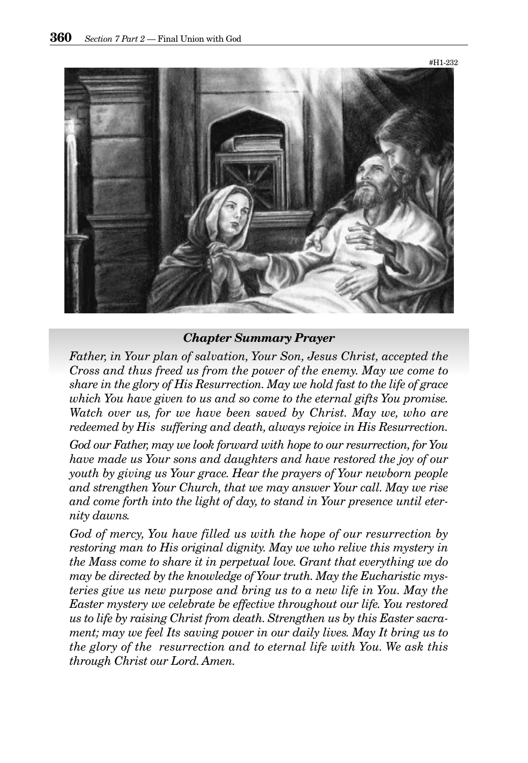#H1-232

***Chapter Summary Prayer***

*Father, in Your plan of salvation, Your Son, Jesus Christ, accepted the Cross and thus freed us from the power of the enemy. May we come to share in the glory of His Resurrection. May we hold fast to the life of grace which You have given to us and so come to the eternal gifts You promise. Watch over us, for we have been saved by Christ. May we, who are redeemed by His suffering and death, always rejoice in His Resurrection.*

*God our Father, may we look forward with hope to our resurrection, for You have made us Your sons and daughters and have restored the joy of our youth by giving us Your grace. Hear the prayers of Your newborn people and strengthen Your Church, that we may answer Your call. May we rise and come forth into the light of day, to stand in Your presence until eternity dawns.*

*God of mercy, You have filled us with the hope of our resurrection by restoring man to His original dignity. May we who relive this mystery in the Mass come to share it in perpetual love. Grant that everything we do may be directed by the knowledge of Your truth. May the Eucharistic mysteries give us new purpose and bring us to a new life in You. May the Easter mystery we celebrate be effective throughout our life. You restored us to life by raising Christ from death. Strengthen us by this Easter sacrament; may we feel Its saving power in our daily lives. May It bring us to the glory of the resurrection and to eternal life with You. We ask this through Christ our Lord. Amen.*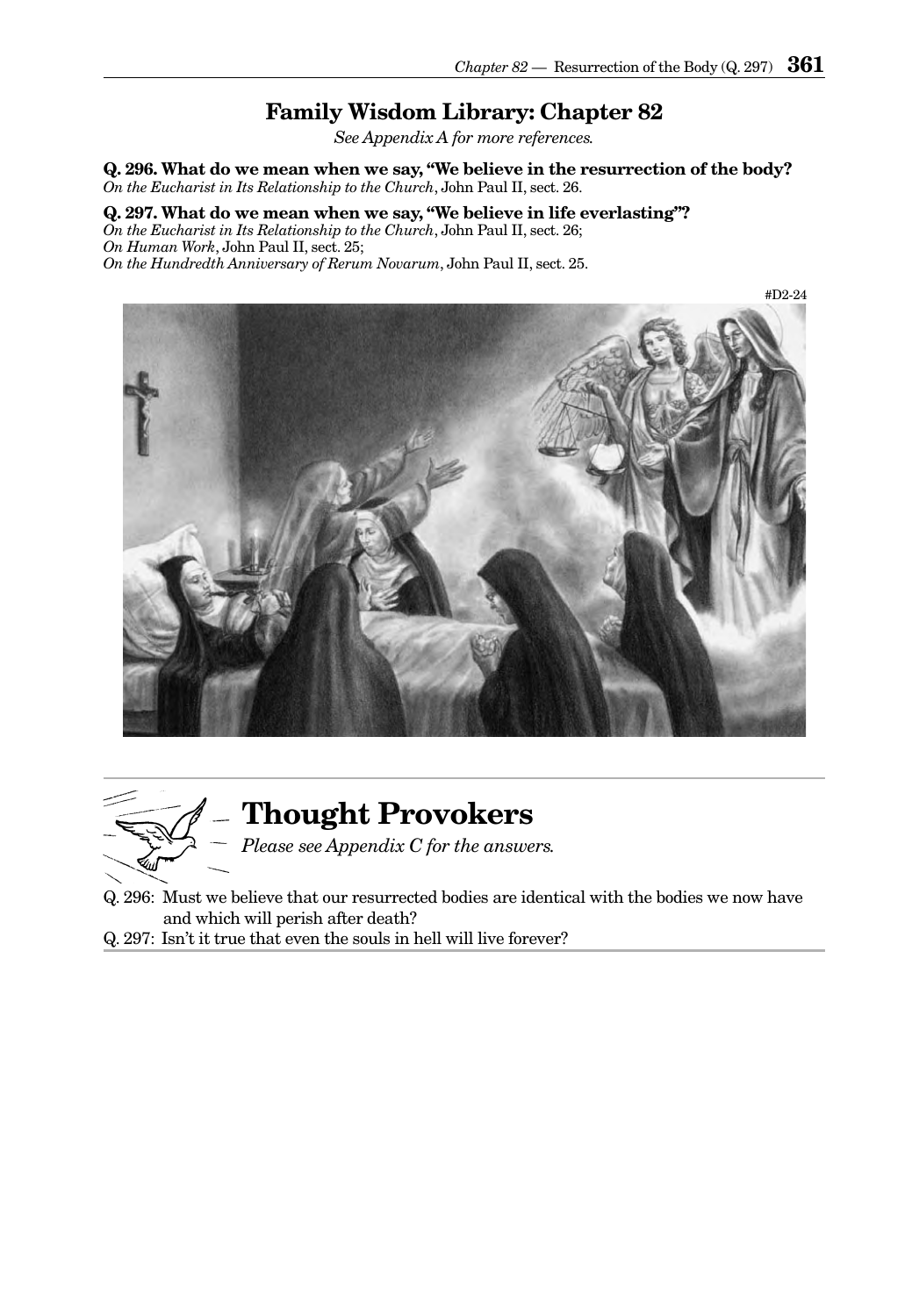## Family Wisdom Library: Chapter 82

*See Appendix A for more references.*

**Q. 296. What do we mean when we say, "We believe in the resurrection of the body?**
*On the Eucharist in Its Relationship to the Church*, John Paul II, sect. 26.

**Q. 297. What do we mean when we say, "We believe in life everlasting"?**
*On the Eucharist in Its Relationship to the Church*, John Paul II, sect. 26;
*On Human Work*, John Paul II, sect. 25;
*On the Hundredth Anniversary of Rerum Novarum*, John Paul II, sect. 25.

#D2-24

## Thought Provokers

*Please see Appendix C for the answers.*

Q. 296: Must we believe that our resurrected bodies are identical with the bodies we now have and which will perish after death?

Q. 297: Isn't it true that even the souls in hell will live forever?